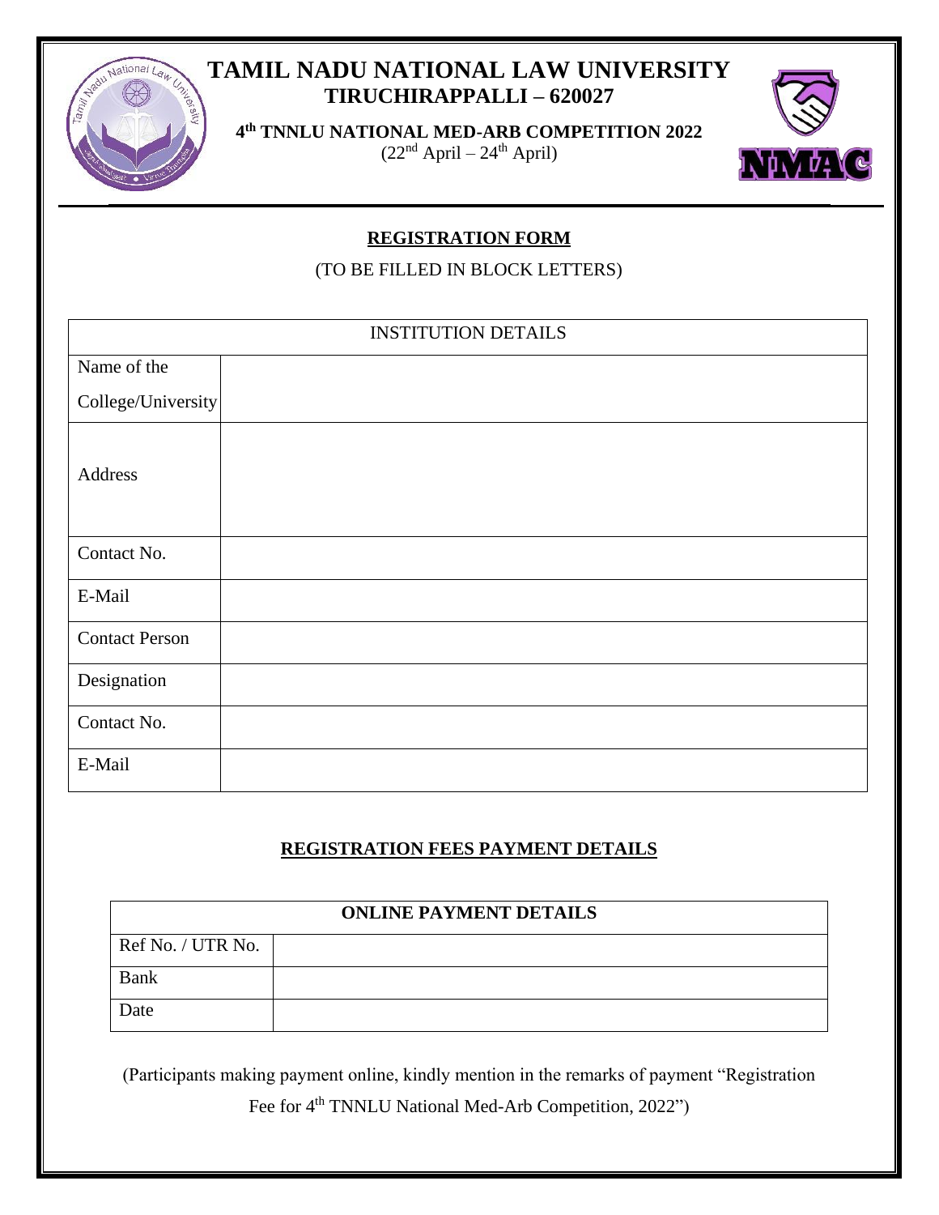# TAMIL NADU NATIONAL LAW UNIVERSITY

**TIRUCHIRAPPALLI – 620027**

**4th TNNLU NATIONAL MED-ARB COMPETITION 2022**

(22nd April – 24th April)

## REGISTRATION FORM

(TO BE FILLED IN BLOCK LETTERS)

| INSTITUTION DETAILS | |
|---|---|
| Name of the College/University | |
| Address | |
| Contact No. | |
| E-Mail | |
| Contact Person | |
| Designation | |
| Contact No. | |
| E-Mail | |

## REGISTRATION FEES PAYMENT DETAILS

| ONLINE PAYMENT DETAILS | |
|---|---|
| Ref No. / UTR No. | |
| Bank | |
| Date | |

(Participants making payment online, kindly mention in the remarks of payment "Registration Fee for 4th TNNLU National Med-Arb Competition, 2022")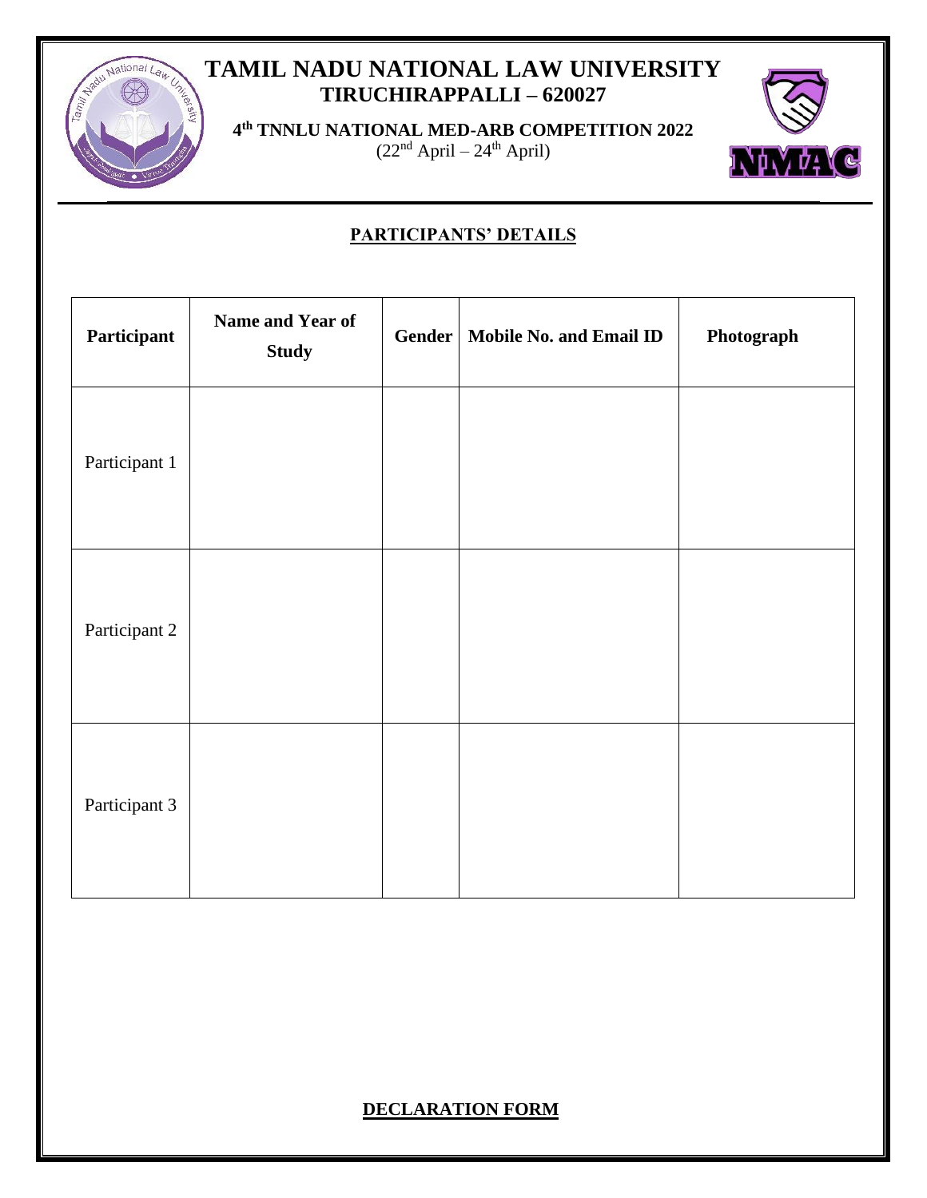# TAMIL NADU NATIONAL LAW UNIVERSITY

## TIRUCHIRAPPALLI – 620027

**4th TNNLU NATIONAL MED-ARB COMPETITION 2022**

(22nd April – 24th April)

## PARTICIPANTS' DETAILS

| Participant | Name and Year of Study | Gender | Mobile No. and Email ID | Photograph |
|---|---|---|---|---|
| Participant 1 | | | | |
| Participant 2 | | | | |
| Participant 3 | | | | |

## DECLARATION FORM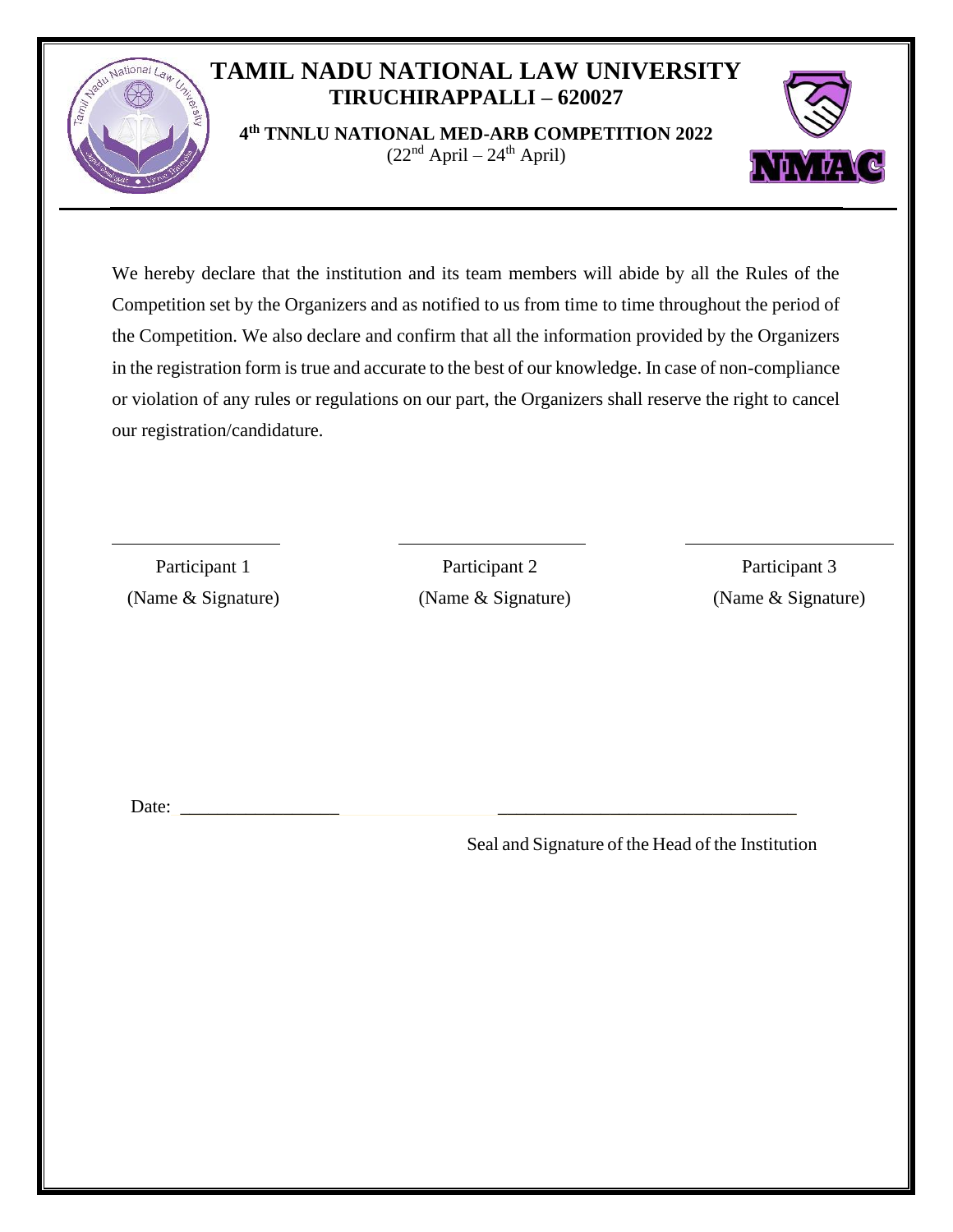# TAMIL NADU NATIONAL LAW UNIVERSITY
## TIRUCHIRAPPALLI – 620027

**4th TNNLU NATIONAL MED-ARB COMPETITION 2022**
(22nd April – 24th April)

We hereby declare that the institution and its team members will abide by all the Rules of the Competition set by the Organizers and as notified to us from time to time throughout the period of the Competition. We also declare and confirm that all the information provided by the Organizers in the registration form is true and accurate to the best of our knowledge. In case of non-compliance or violation of any rules or regulations on our part, the Organizers shall reserve the right to cancel our registration/candidature.

| | | |
|---|---|---|
| ____________________ | ____________________ | ____________________ |
| Participant 1<br>(Name & Signature) | Participant 2<br>(Name & Signature) | Participant 3<br>(Name & Signature) |

Date: _________________                    _______________________________

Seal and Signature of the Head of the Institution